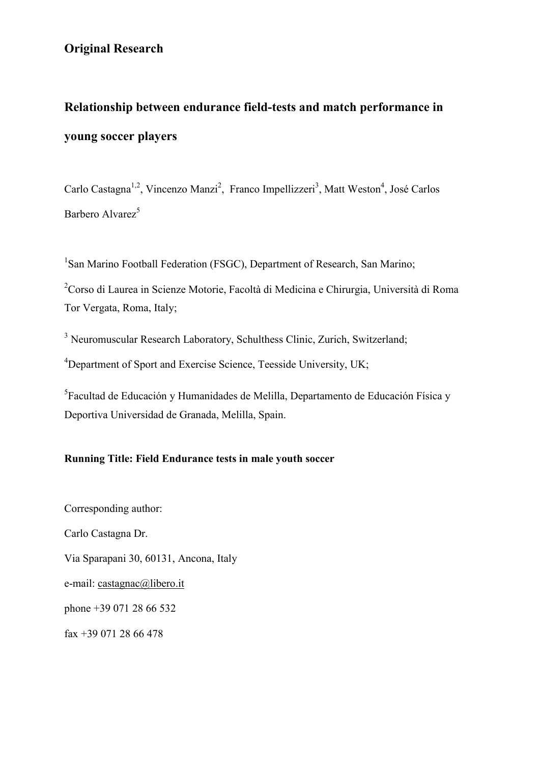**Original Research**

# Relationship between endurance field-tests and match performance in young soccer players

Carlo Castagna[1,2], Vincenzo Manzi[2], Franco Impellizzeri[3], Matt Weston[4], José Carlos Barbero Alvarez[5]

[1]San Marino Football Federation (FSGC), Department of Research, San Marino;

[2]Corso di Laurea in Scienze Motorie, Facoltà di Medicina e Chirurgia, Università di Roma Tor Vergata, Roma, Italy;

[3] Neuromuscular Research Laboratory, Schulthess Clinic, Zurich, Switzerland;

[4]Department of Sport and Exercise Science, Teesside University, UK;

[5]Facultad de Educación y Humanidades de Melilla, Departamento de Educación Física y Deportiva Universidad de Granada, Melilla, Spain.

**Running Title: Field Endurance tests in male youth soccer**

Corresponding author:

Carlo Castagna Dr.

Via Sparapani 30, 60131, Ancona, Italy

e-mail: castagnac@libero.it

phone +39 071 28 66 532

fax +39 071 28 66 478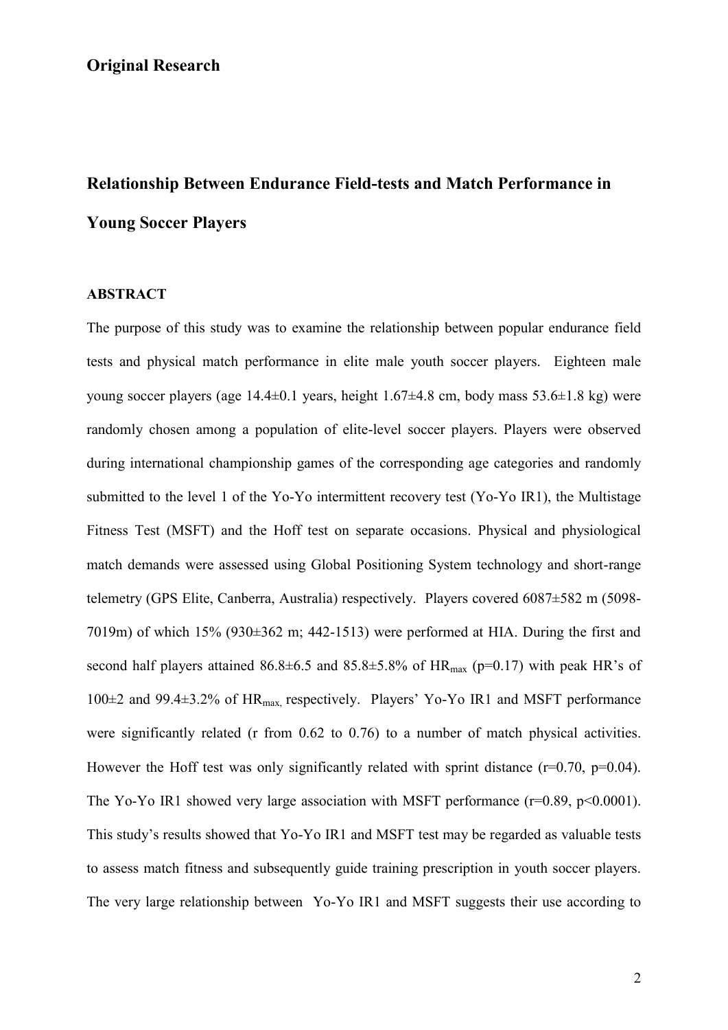**Original Research**

# Relationship Between Endurance Field-tests and Match Performance in Young Soccer Players

## ABSTRACT

The purpose of this study was to examine the relationship between popular endurance field tests and physical match performance in elite male youth soccer players. Eighteen male young soccer players (age 14.4±0.1 years, height 1.67±4.8 cm, body mass 53.6±1.8 kg) were randomly chosen among a population of elite-level soccer players. Players were observed during international championship games of the corresponding age categories and randomly submitted to the level 1 of the Yo-Yo intermittent recovery test (Yo-Yo IR1), the Multistage Fitness Test (MSFT) and the Hoff test on separate occasions. Physical and physiological match demands were assessed using Global Positioning System technology and short-range telemetry (GPS Elite, Canberra, Australia) respectively. Players covered 6087±582 m (5098-7019m) of which 15% (930±362 m; 442-1513) were performed at HIA. During the first and second half players attained 86.8±6.5 and 85.8±5.8% of $HR_{max}$ ($p=0.17$) with peak HR's of 100±2 and 99.4±3.2% of $HR_{max}$, respectively. Players' Yo-Yo IR1 and MSFT performance were significantly related (r from 0.62 to 0.76) to a number of match physical activities. However the Hoff test was only significantly related with sprint distance ($r=0.70$, $p=0.04$). The Yo-Yo IR1 showed very large association with MSFT performance ($r=0.89$, $p<0.0001$). This study's results showed that Yo-Yo IR1 and MSFT test may be regarded as valuable tests to assess match fitness and subsequently guide training prescription in youth soccer players. The very large relationship between Yo-Yo IR1 and MSFT suggests their use according to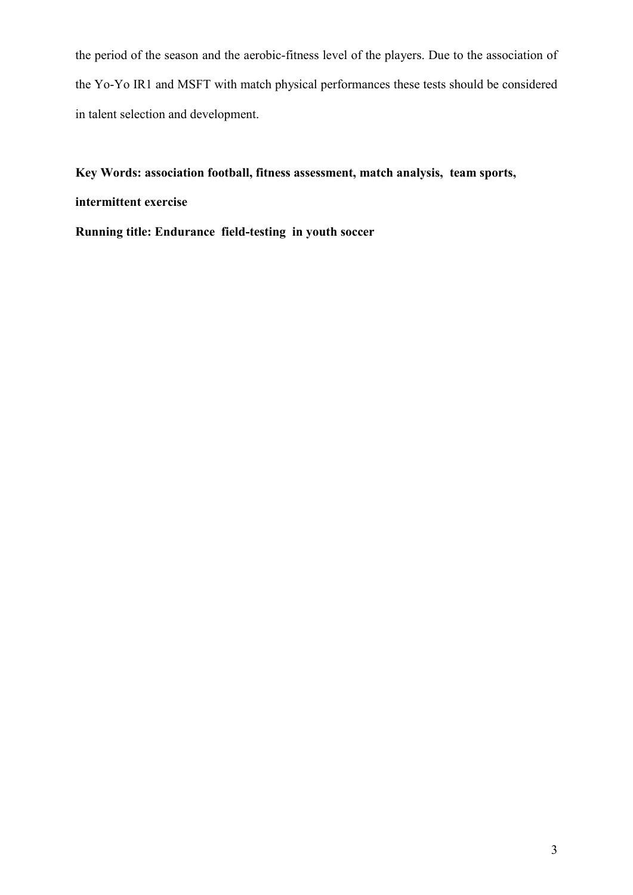the period of the season and the aerobic-fitness level of the players. Due to the association of the Yo-Yo IR1 and MSFT with match physical performances these tests should be considered in talent selection and development.

**Key Words: association football, fitness assessment, match analysis, team sports, intermittent exercise**

**Running title: Endurance field-testing in youth soccer**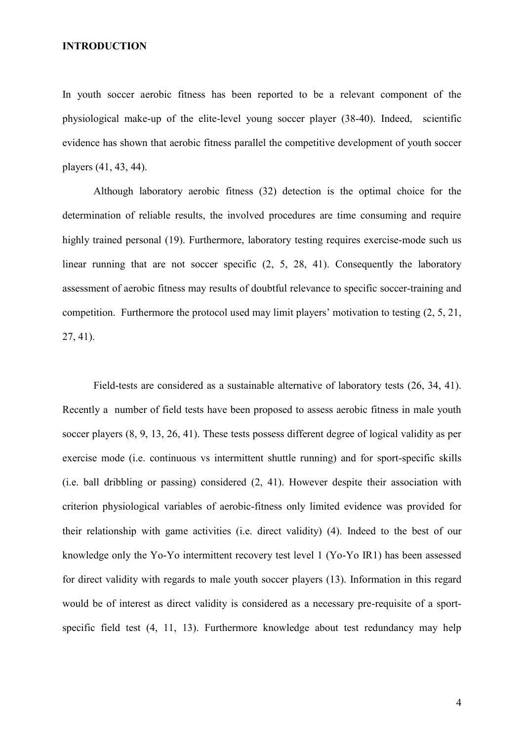**INTRODUCTION**

In youth soccer aerobic fitness has been reported to be a relevant component of the physiological make-up of the elite-level young soccer player (38-40). Indeed, scientific evidence has shown that aerobic fitness parallel the competitive development of youth soccer players (41, 43, 44).

Although laboratory aerobic fitness (32) detection is the optimal choice for the determination of reliable results, the involved procedures are time consuming and require highly trained personal (19). Furthermore, laboratory testing requires exercise-mode such us linear running that are not soccer specific (2, 5, 28, 41). Consequently the laboratory assessment of aerobic fitness may results of doubtful relevance to specific soccer-training and competition. Furthermore the protocol used may limit players' motivation to testing (2, 5, 21, 27, 41).

Field-tests are considered as a sustainable alternative of laboratory tests (26, 34, 41). Recently a number of field tests have been proposed to assess aerobic fitness in male youth soccer players (8, 9, 13, 26, 41). These tests possess different degree of logical validity as per exercise mode (i.e. continuous vs intermittent shuttle running) and for sport-specific skills (i.e. ball dribbling or passing) considered (2, 41). However despite their association with criterion physiological variables of aerobic-fitness only limited evidence was provided for their relationship with game activities (i.e. direct validity) (4). Indeed to the best of our knowledge only the Yo-Yo intermittent recovery test level 1 (Yo-Yo IR1) has been assessed for direct validity with regards to male youth soccer players (13). Information in this regard would be of interest as direct validity is considered as a necessary pre-requisite of a sport-specific field test (4, 11, 13). Furthermore knowledge about test redundancy may help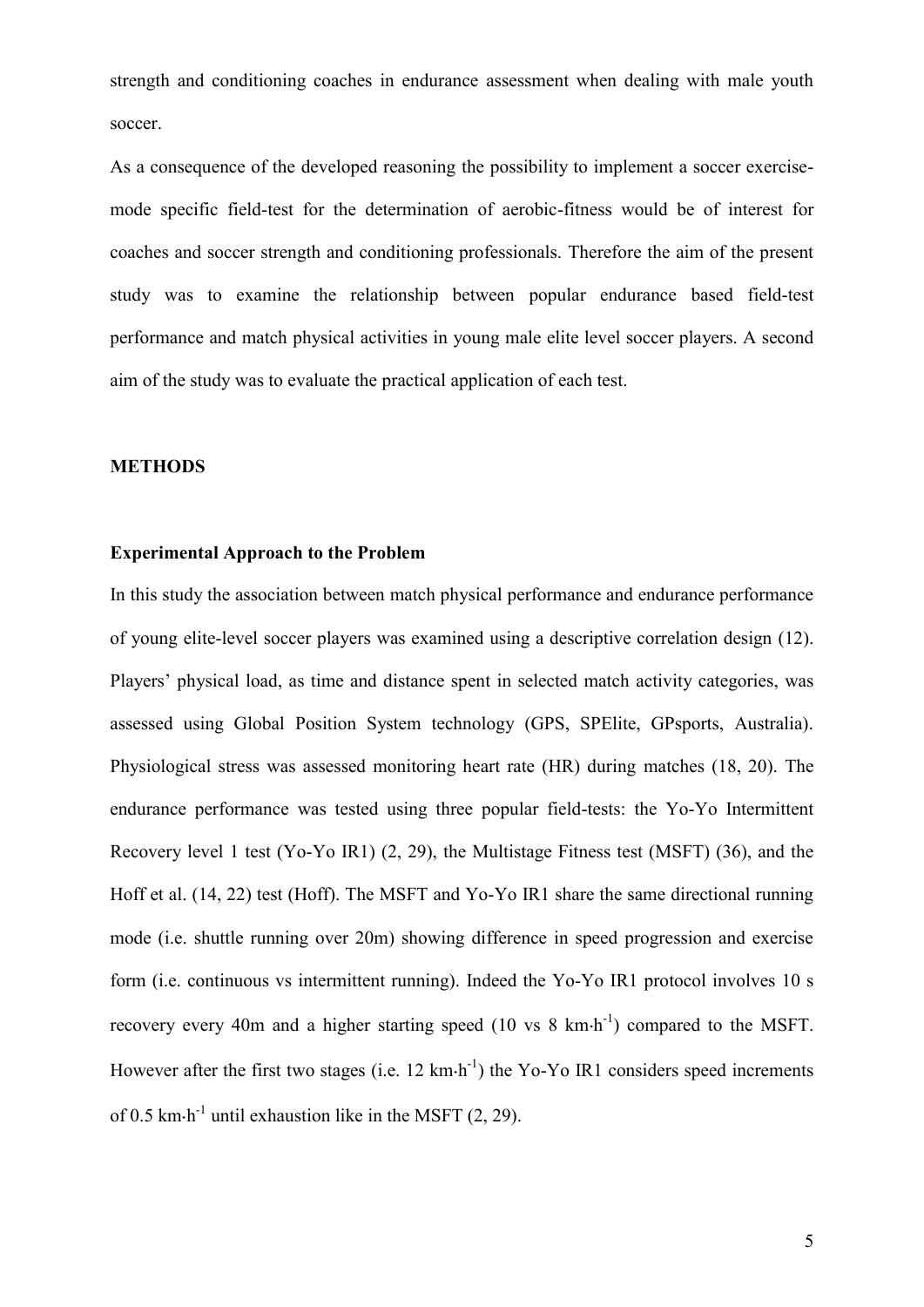strength and conditioning coaches in endurance assessment when dealing with male youth soccer.

As a consequence of the developed reasoning the possibility to implement a soccer exercise-mode specific field-test for the determination of aerobic-fitness would be of interest for coaches and soccer strength and conditioning professionals. Therefore the aim of the present study was to examine the relationship between popular endurance based field-test performance and match physical activities in young male elite level soccer players. A second aim of the study was to evaluate the practical application of each test.

## METHODS

### Experimental Approach to the Problem

In this study the association between match physical performance and endurance performance of young elite-level soccer players was examined using a descriptive correlation design (12). Players' physical load, as time and distance spent in selected match activity categories, was assessed using Global Position System technology (GPS, SPElite, GPsports, Australia). Physiological stress was assessed monitoring heart rate (HR) during matches (18, 20). The endurance performance was tested using three popular field-tests: the Yo-Yo Intermittent Recovery level 1 test (Yo-Yo IR1) (2, 29), the Multistage Fitness test (MSFT) (36), and the Hoff et al. (14, 22) test (Hoff). The MSFT and Yo-Yo IR1 share the same directional running mode (i.e. shuttle running over 20m) showing difference in speed progression and exercise form (i.e. continuous vs intermittent running). Indeed the Yo-Yo IR1 protocol involves 10 s recovery every 40m and a higher starting speed (10 vs 8 $km \cdot h^{-1}$) compared to the MSFT. However after the first two stages (i.e. 12 $km \cdot h^{-1}$) the Yo-Yo IR1 considers speed increments of 0.5 $km \cdot h^{-1}$ until exhaustion like in the MSFT (2, 29).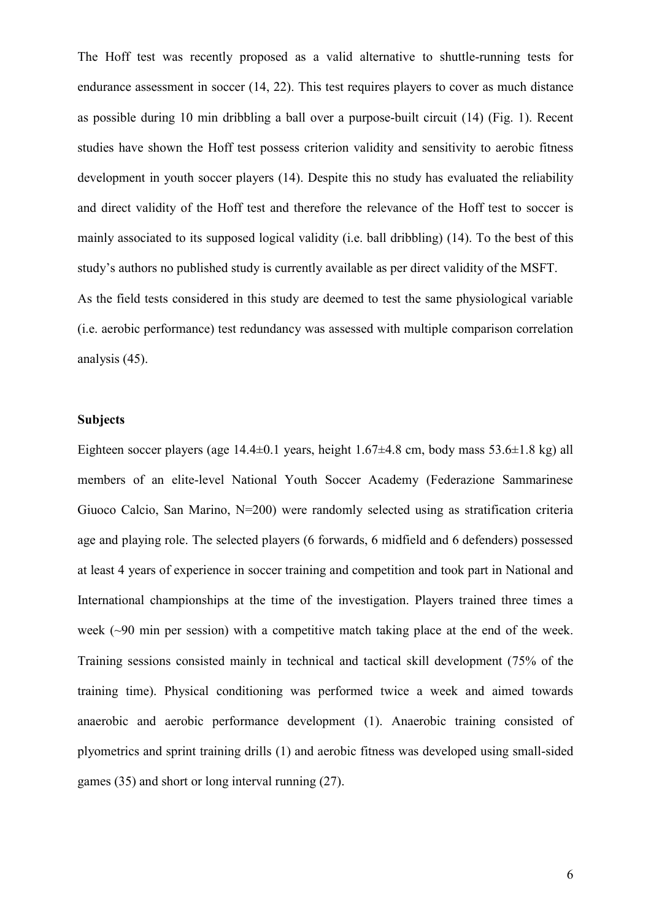The Hoff test was recently proposed as a valid alternative to shuttle-running tests for endurance assessment in soccer (14, 22). This test requires players to cover as much distance as possible during 10 min dribbling a ball over a purpose-built circuit (14) (Fig. 1). Recent studies have shown the Hoff test possess criterion validity and sensitivity to aerobic fitness development in youth soccer players (14). Despite this no study has evaluated the reliability and direct validity of the Hoff test and therefore the relevance of the Hoff test to soccer is mainly associated to its supposed logical validity (i.e. ball dribbling) (14). To the best of this study's authors no published study is currently available as per direct validity of the MSFT.
As the field tests considered in this study are deemed to test the same physiological variable (i.e. aerobic performance) test redundancy was assessed with multiple comparison correlation analysis (45).

## Subjects

Eighteen soccer players (age 14.4±0.1 years, height 1.67±4.8 cm, body mass 53.6±1.8 kg) all members of an elite-level National Youth Soccer Academy (Federazione Sammarinese Giuoco Calcio, San Marino, N=200) were randomly selected using as stratification criteria age and playing role. The selected players (6 forwards, 6 midfield and 6 defenders) possessed at least 4 years of experience in soccer training and competition and took part in National and International championships at the time of the investigation. Players trained three times a week (~90 min per session) with a competitive match taking place at the end of the week. Training sessions consisted mainly in technical and tactical skill development (75% of the training time). Physical conditioning was performed twice a week and aimed towards anaerobic and aerobic performance development (1). Anaerobic training consisted of plyometrics and sprint training drills (1) and aerobic fitness was developed using small-sided games (35) and short or long interval running (27).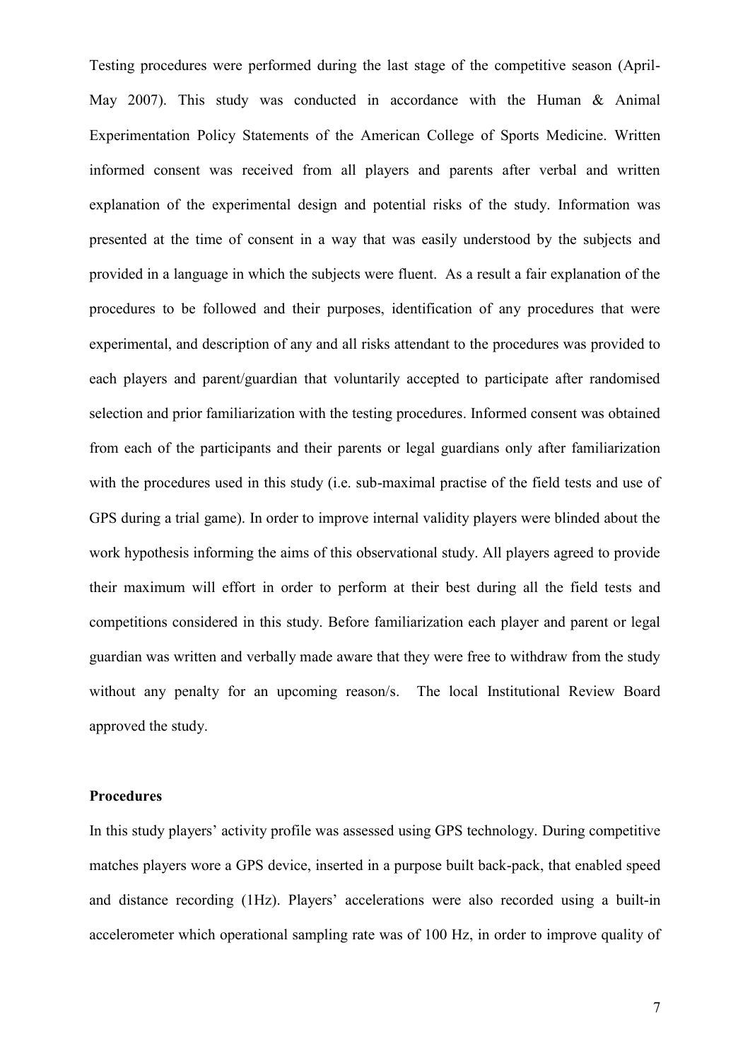Testing procedures were performed during the last stage of the competitive season (April-May 2007). This study was conducted in accordance with the Human & Animal Experimentation Policy Statements of the American College of Sports Medicine. Written informed consent was received from all players and parents after verbal and written explanation of the experimental design and potential risks of the study. Information was presented at the time of consent in a way that was easily understood by the subjects and provided in a language in which the subjects were fluent. As a result a fair explanation of the procedures to be followed and their purposes, identification of any procedures that were experimental, and description of any and all risks attendant to the procedures was provided to each players and parent/guardian that voluntarily accepted to participate after randomised selection and prior familiarization with the testing procedures. Informed consent was obtained from each of the participants and their parents or legal guardians only after familiarization with the procedures used in this study (i.e. sub-maximal practise of the field tests and use of GPS during a trial game). In order to improve internal validity players were blinded about the work hypothesis informing the aims of this observational study. All players agreed to provide their maximum will effort in order to perform at their best during all the field tests and competitions considered in this study. Before familiarization each player and parent or legal guardian was written and verbally made aware that they were free to withdraw from the study without any penalty for an upcoming reason/s. The local Institutional Review Board approved the study.

**Procedures**

In this study players' activity profile was assessed using GPS technology. During competitive matches players wore a GPS device, inserted in a purpose built back-pack, that enabled speed and distance recording (1Hz). Players' accelerations were also recorded using a built-in accelerometer which operational sampling rate was of 100 Hz, in order to improve quality of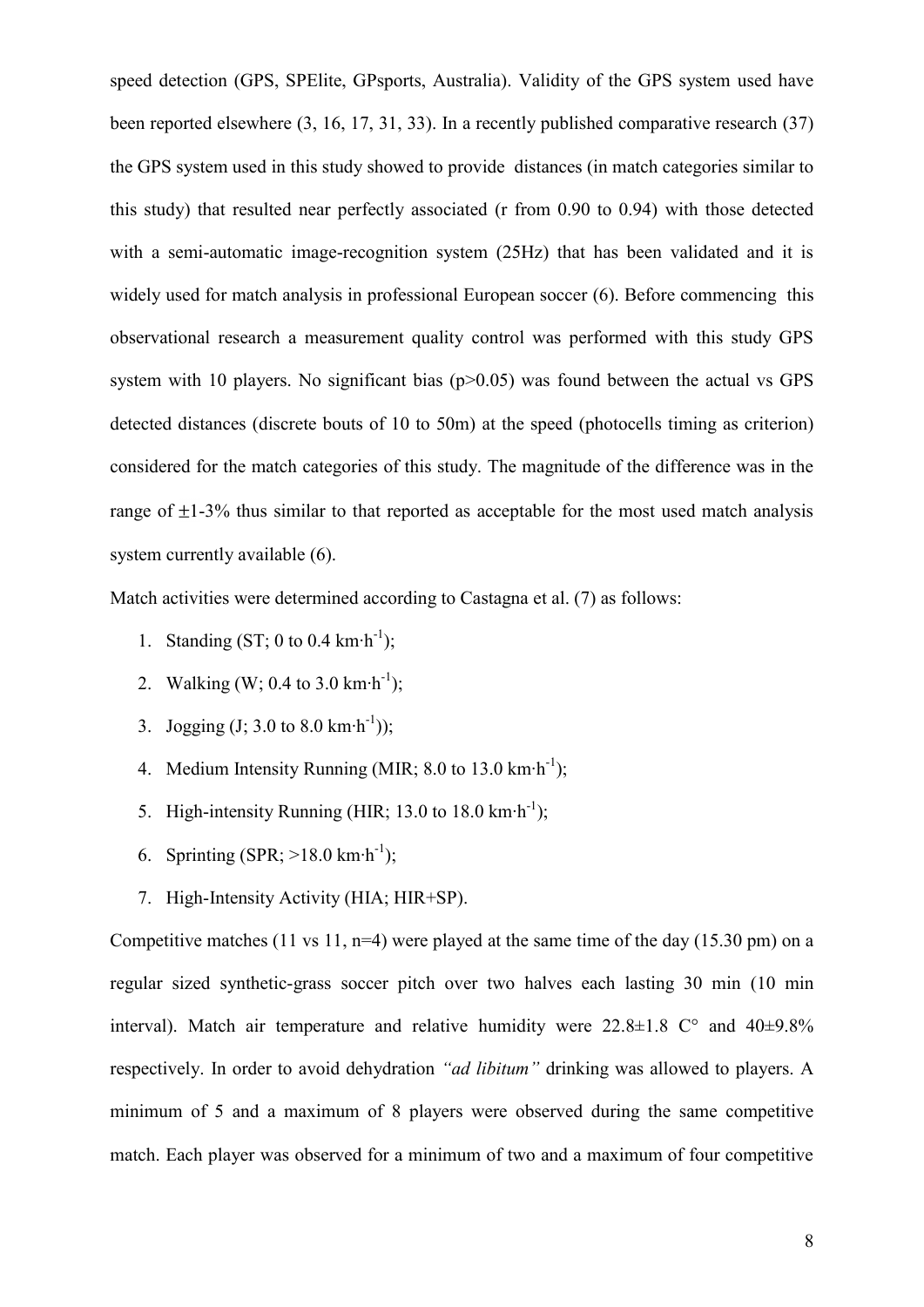speed detection (GPS, SPElite, GPsports, Australia). Validity of the GPS system used have been reported elsewhere (3, 16, 17, 31, 33). In a recently published comparative research (37) the GPS system used in this study showed to provide distances (in match categories similar to this study) that resulted near perfectly associated (r from 0.90 to 0.94) with those detected with a semi-automatic image-recognition system (25Hz) that has been validated and it is widely used for match analysis in professional European soccer (6). Before commencing this observational research a measurement quality control was performed with this study GPS system with 10 players. No significant bias ($p>0.05$) was found between the actual vs GPS detected distances (discrete bouts of 10 to 50m) at the speed (photocells timing as criterion) considered for the match categories of this study. The magnitude of the difference was in the range of ±1-3% thus similar to that reported as acceptable for the most used match analysis system currently available (6).

Match activities were determined according to Castagna et al. (7) as follows:

1. Standing (ST; 0 to 0.4 $km \cdot h^{-1}$);
2. Walking (W; 0.4 to 3.0 $km \cdot h^{-1}$);
3. Jogging (J; 3.0 to 8.0 $km \cdot h^{-1}$));
4. Medium Intensity Running (MIR; 8.0 to 13.0 $km \cdot h^{-1}$);
5. High-intensity Running (HIR; 13.0 to 18.0 $km \cdot h^{-1}$);
6. Sprinting (SPR; >18.0 $km \cdot h^{-1}$);
7. High-Intensity Activity (HIA; HIR+SP).

Competitive matches (11 vs 11, n=4) were played at the same time of the day (15.30 pm) on a regular sized synthetic-grass soccer pitch over two halves each lasting 30 min (10 min interval). Match air temperature and relative humidity were 22.8±1.8 C° and 40±9.8% respectively. In order to avoid dehydration *"ad libitum"* drinking was allowed to players. A minimum of 5 and a maximum of 8 players were observed during the same competitive match. Each player was observed for a minimum of two and a maximum of four competitive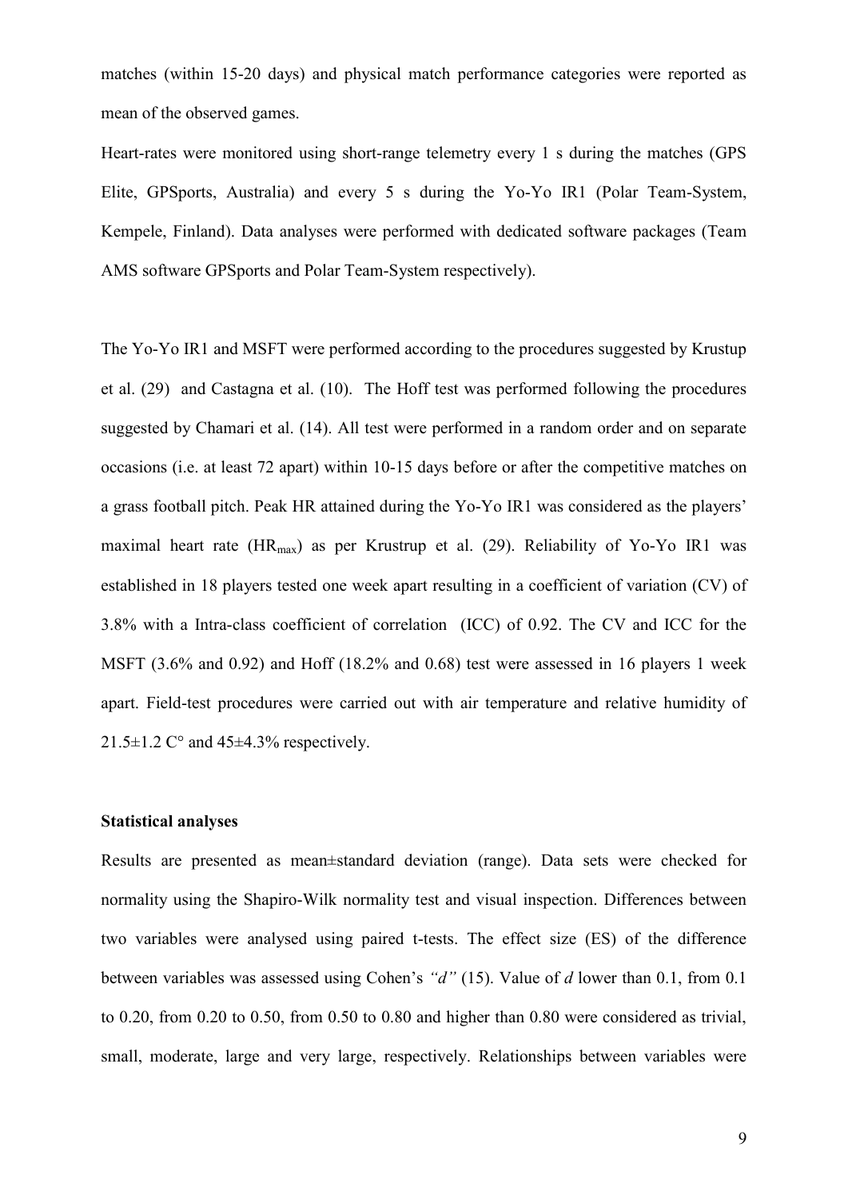matches (within 15-20 days) and physical match performance categories were reported as mean of the observed games.

Heart-rates were monitored using short-range telemetry every 1 s during the matches (GPS Elite, GPSports, Australia) and every 5 s during the Yo-Yo IR1 (Polar Team-System, Kempele, Finland). Data analyses were performed with dedicated software packages (Team AMS software GPSports and Polar Team-System respectively).

The Yo-Yo IR1 and MSFT were performed according to the procedures suggested by Krustup et al. (29) and Castagna et al. (10). The Hoff test was performed following the procedures suggested by Chamari et al. (14). All test were performed in a random order and on separate occasions (i.e. at least 72 apart) within 10-15 days before or after the competitive matches on a grass football pitch. Peak HR attained during the Yo-Yo IR1 was considered as the players' maximal heart rate ($HR_{max}$) as per Krustup et al. (29). Reliability of Yo-Yo IR1 was established in 18 players tested one week apart resulting in a coefficient of variation (CV) of 3.8% with a Intra-class coefficient of correlation (ICC) of 0.92. The CV and ICC for the MSFT (3.6% and 0.92) and Hoff (18.2% and 0.68) test were assessed in 16 players 1 week apart. Field-test procedures were carried out with air temperature and relative humidity of 21.5±1.2 C° and 45±4.3% respectively.

**Statistical analyses**

Results are presented as mean±standard deviation (range). Data sets were checked for normality using the Shapiro-Wilk normality test and visual inspection. Differences between two variables were analysed using paired t-tests. The effect size (ES) of the difference between variables was assessed using Cohen's *"d"* (15). Value of *d* lower than 0.1, from 0.1 to 0.20, from 0.20 to 0.50, from 0.50 to 0.80 and higher than 0.80 were considered as trivial, small, moderate, large and very large, respectively. Relationships between variables were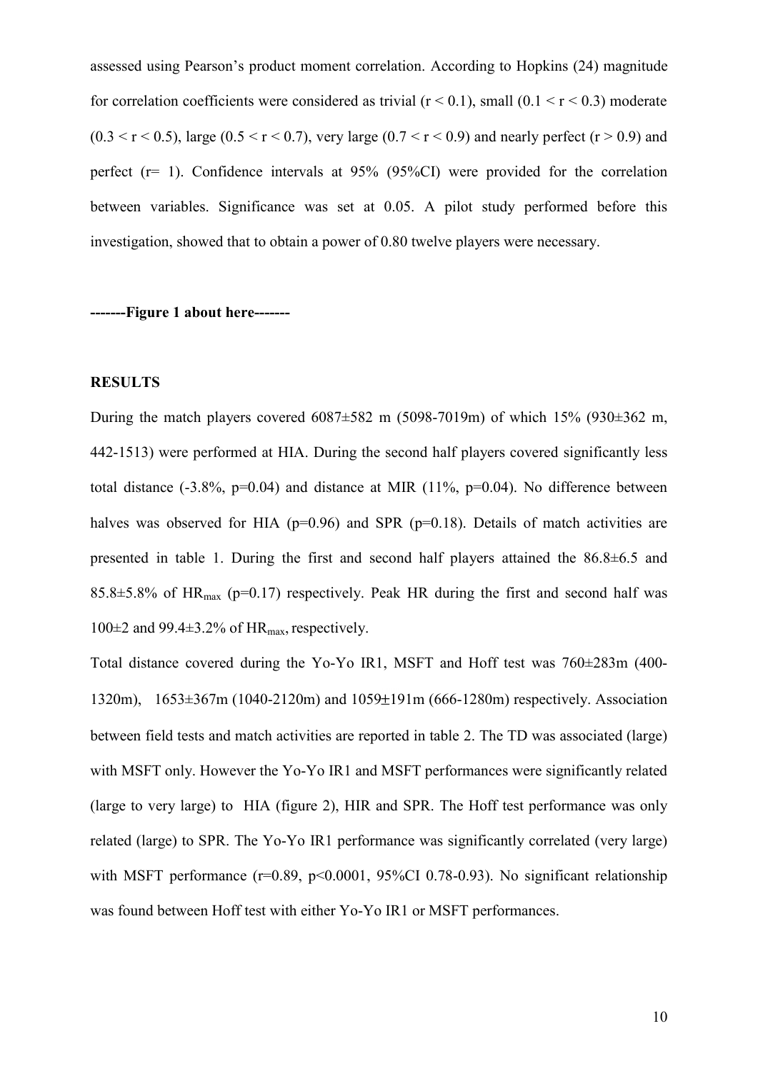assessed using Pearson's product moment correlation. According to Hopkins (24) magnitude for correlation coefficients were considered as trivial ($r < 0.1$), small ($0.1 < r < 0.3$) moderate ($0.3 < r < 0.5$), large ($0.5 < r < 0.7$), very large ($0.7 < r < 0.9$) and nearly perfect ($r > 0.9$) and perfect ($r = 1$). Confidence intervals at 95% (95%CI) were provided for the correlation between variables. Significance was set at 0.05. A pilot study performed before this investigation, showed that to obtain a power of 0.80 twelve players were necessary.

**-------Figure 1 about here-------**

## RESULTS

During the match players covered 6087±582 m (5098-7019m) of which 15% (930±362 m, 442-1513) were performed at HIA. During the second half players covered significantly less total distance (-3.8%, $p=0.04$) and distance at MIR (11%, $p=0.04$). No difference between halves was observed for HIA ($p=0.96$) and SPR ($p=0.18$). Details of match activities are presented in table 1. During the first and second half players attained the 86.8±6.5 and 85.8±5.8% of $HR_{max}$ ($p=0.17$) respectively. Peak HR during the first and second half was 100±2 and 99.4±3.2% of $HR_{max}$, respectively.

Total distance covered during the Yo-Yo IR1, MSFT and Hoff test was 760±283m (400-1320m), 1653±367m (1040-2120m) and 1059±191m (666-1280m) respectively. Association between field tests and match activities are reported in table 2. The TD was associated (large) with MSFT only. However the Yo-Yo IR1 and MSFT performances were significantly related (large to very large) to HIA (figure 2), HIR and SPR. The Hoff test performance was only related (large) to SPR. The Yo-Yo IR1 performance was significantly correlated (very large) with MSFT performance ($r=0.89$, $p<0.0001$, 95%CI 0.78-0.93). No significant relationship was found between Hoff test with either Yo-Yo IR1 or MSFT performances.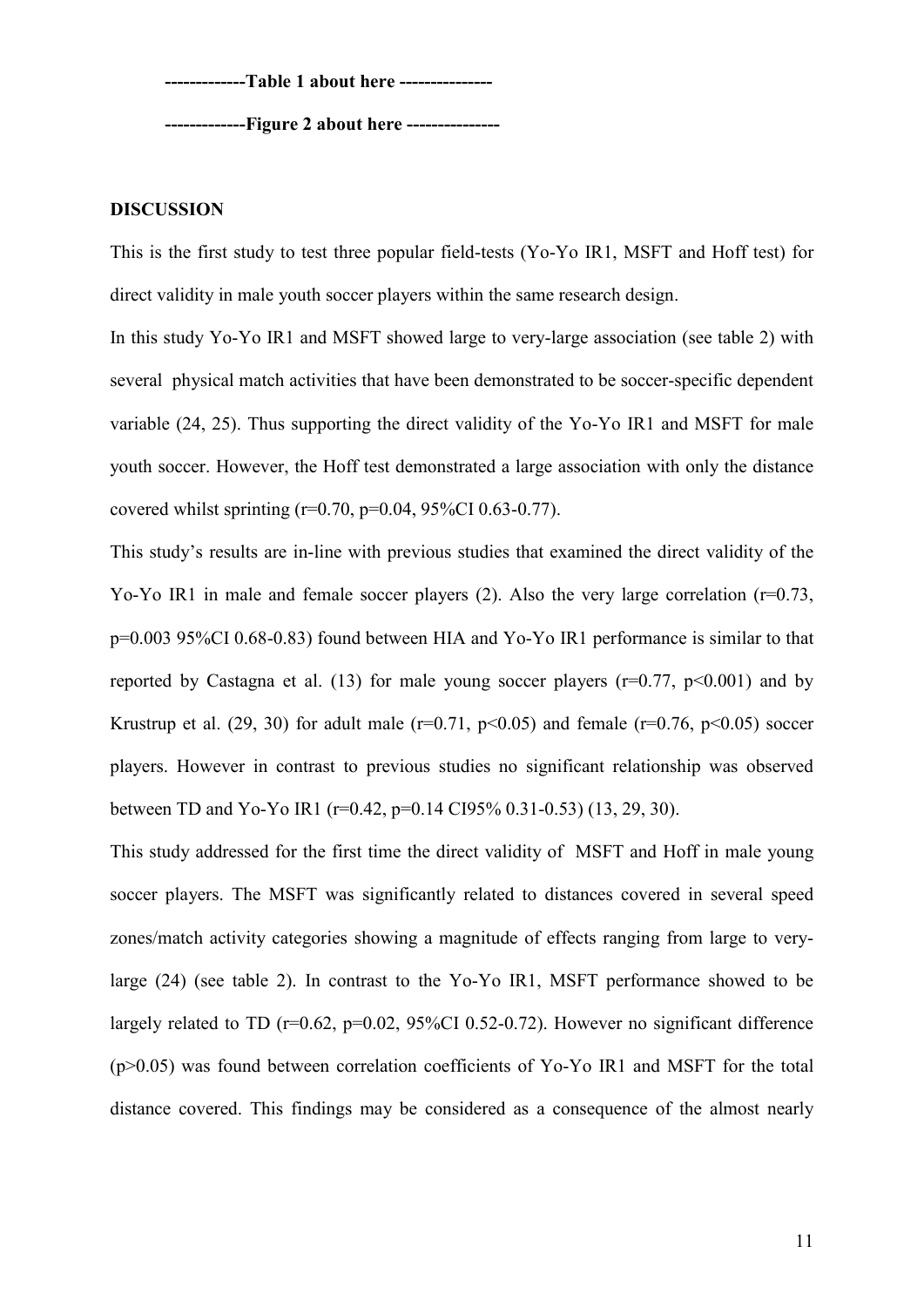**-------------Table 1 about here ---------------**

**-------------Figure 2 about here ---------------**

## DISCUSSION

This is the first study to test three popular field-tests (Yo-Yo IR1, MSFT and Hoff test) for direct validity in male youth soccer players within the same research design.

In this study Yo-Yo IR1 and MSFT showed large to very-large association (see table 2) with several physical match activities that have been demonstrated to be soccer-specific dependent variable (24, 25). Thus supporting the direct validity of the Yo-Yo IR1 and MSFT for male youth soccer. However, the Hoff test demonstrated a large association with only the distance covered whilst sprinting ($r=0.70$, $p=0.04$, 95%CI 0.63-0.77).

This study's results are in-line with previous studies that examined the direct validity of the Yo-Yo IR1 in male and female soccer players (2). Also the very large correlation ($r=0.73$, $p=0.003$ 95%CI 0.68-0.83) found between HIA and Yo-Yo IR1 performance is similar to that reported by Castagna et al. (13) for male young soccer players ($r=0.77$, $p<0.001$) and by Krustrup et al. (29, 30) for adult male ($r=0.71$, $p<0.05$) and female ($r=0.76$, $p<0.05$) soccer players. However in contrast to previous studies no significant relationship was observed between TD and Yo-Yo IR1 ($r=0.42$, $p=0.14$ CI95% 0.31-0.53) (13, 29, 30).

This study addressed for the first time the direct validity of MSFT and Hoff in male young soccer players. The MSFT was significantly related to distances covered in several speed zones/match activity categories showing a magnitude of effects ranging from large to very-large (24) (see table 2). In contrast to the Yo-Yo IR1, MSFT performance showed to be largely related to TD ($r=0.62$, $p=0.02$, 95%CI 0.52-0.72). However no significant difference ($p>0.05$) was found between correlation coefficients of Yo-Yo IR1 and MSFT for the total distance covered. This findings may be considered as a consequence of the almost nearly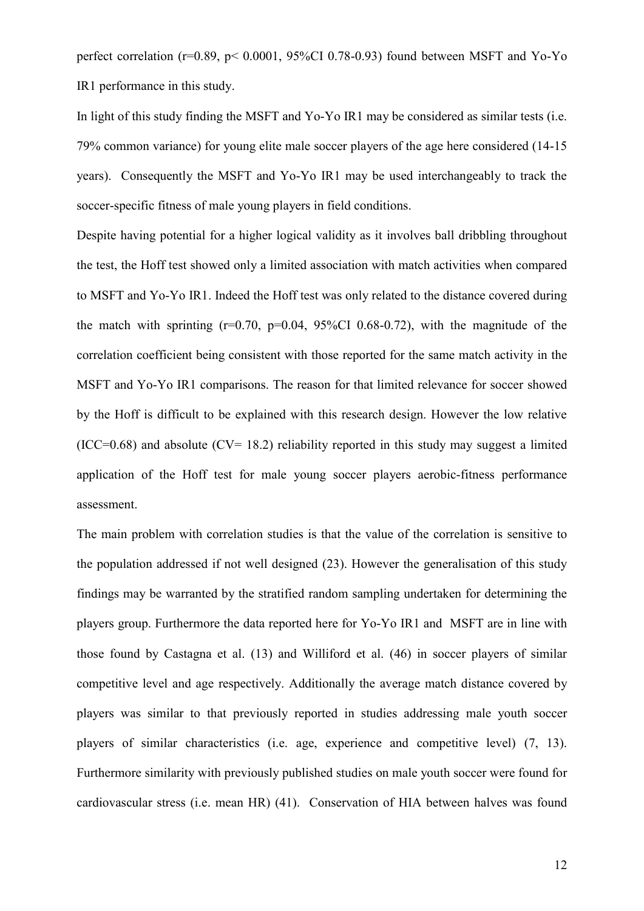perfect correlation ($r=0.89$, $p< 0.0001$, 95%CI 0.78-0.93) found between MSFT and Yo-Yo IR1 performance in this study.

In light of this study finding the MSFT and Yo-Yo IR1 may be considered as similar tests (i.e. 79% common variance) for young elite male soccer players of the age here considered (14-15 years). Consequently the MSFT and Yo-Yo IR1 may be used interchangeably to track the soccer-specific fitness of male young players in field conditions.

Despite having potential for a higher logical validity as it involves ball dribbling throughout the test, the Hoff test showed only a limited association with match activities when compared to MSFT and Yo-Yo IR1. Indeed the Hoff test was only related to the distance covered during the match with sprinting ($r=0.70$, $p=0.04$, 95%CI 0.68-0.72), with the magnitude of the correlation coefficient being consistent with those reported for the same match activity in the MSFT and Yo-Yo IR1 comparisons. The reason for that limited relevance for soccer showed by the Hoff is difficult to be explained with this research design. However the low relative (ICC=0.68) and absolute (CV= 18.2) reliability reported in this study may suggest a limited application of the Hoff test for male young soccer players aerobic-fitness performance assessment.

The main problem with correlation studies is that the value of the correlation is sensitive to the population addressed if not well designed (23). However the generalisation of this study findings may be warranted by the stratified random sampling undertaken for determining the players group. Furthermore the data reported here for Yo-Yo IR1 and MSFT are in line with those found by Castagna et al. (13) and Williford et al. (46) in soccer players of similar competitive level and age respectively. Additionally the average match distance covered by players was similar to that previously reported in studies addressing male youth soccer players of similar characteristics (i.e. age, experience and competitive level) (7, 13). Furthermore similarity with previously published studies on male youth soccer were found for cardiovascular stress (i.e. mean HR) (41). Conservation of HIA between halves was found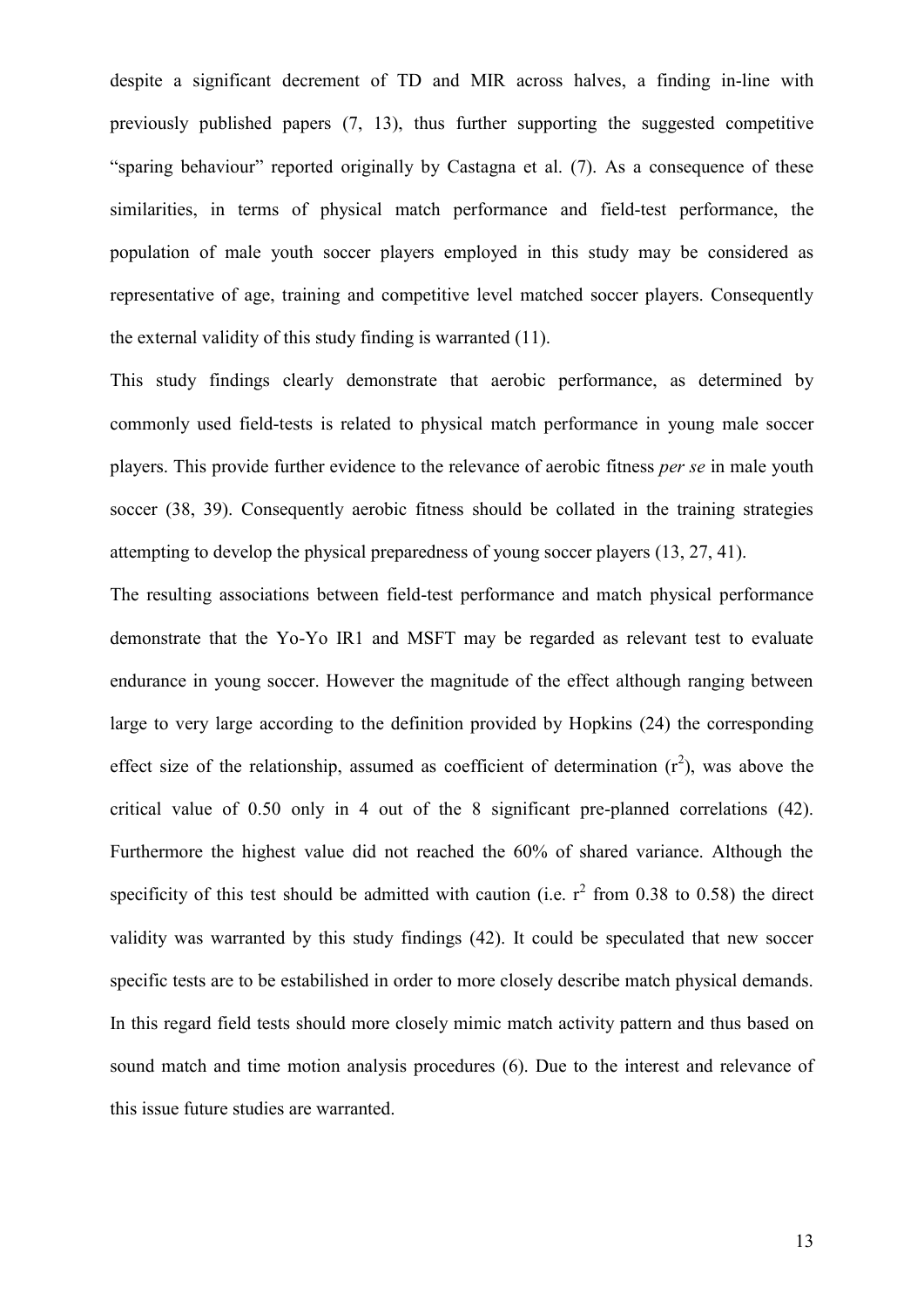despite a significant decrement of TD and MIR across halves, a finding in-line with previously published papers (7, 13), thus further supporting the suggested competitive "sparing behaviour" reported originally by Castagna et al. (7). As a consequence of these similarities, in terms of physical match performance and field-test performance, the population of male youth soccer players employed in this study may be considered as representative of age, training and competitive level matched soccer players. Consequently the external validity of this study finding is warranted (11).

This study findings clearly demonstrate that aerobic performance, as determined by commonly used field-tests is related to physical match performance in young male soccer players. This provide further evidence to the relevance of aerobic fitness *per se* in male youth soccer (38, 39). Consequently aerobic fitness should be collated in the training strategies attempting to develop the physical preparedness of young soccer players (13, 27, 41).

The resulting associations between field-test performance and match physical performance demonstrate that the Yo-Yo IR1 and MSFT may be regarded as relevant test to evaluate endurance in young soccer. However the magnitude of the effect although ranging between large to very large according to the definition provided by Hopkins (24) the corresponding effect size of the relationship, assumed as coefficient of determination ($r^2$), was above the critical value of 0.50 only in 4 out of the 8 significant pre-planned correlations (42). Furthermore the highest value did not reached the 60% of shared variance. Although the specificity of this test should be admitted with caution (i.e. $r^2$ from 0.38 to 0.58) the direct validity was warranted by this study findings (42). It could be speculated that new soccer specific tests are to be estabilished in order to more closely describe match physical demands. In this regard field tests should more closely mimic match activity pattern and thus based on sound match and time motion analysis procedures (6). Due to the interest and relevance of this issue future studies are warranted.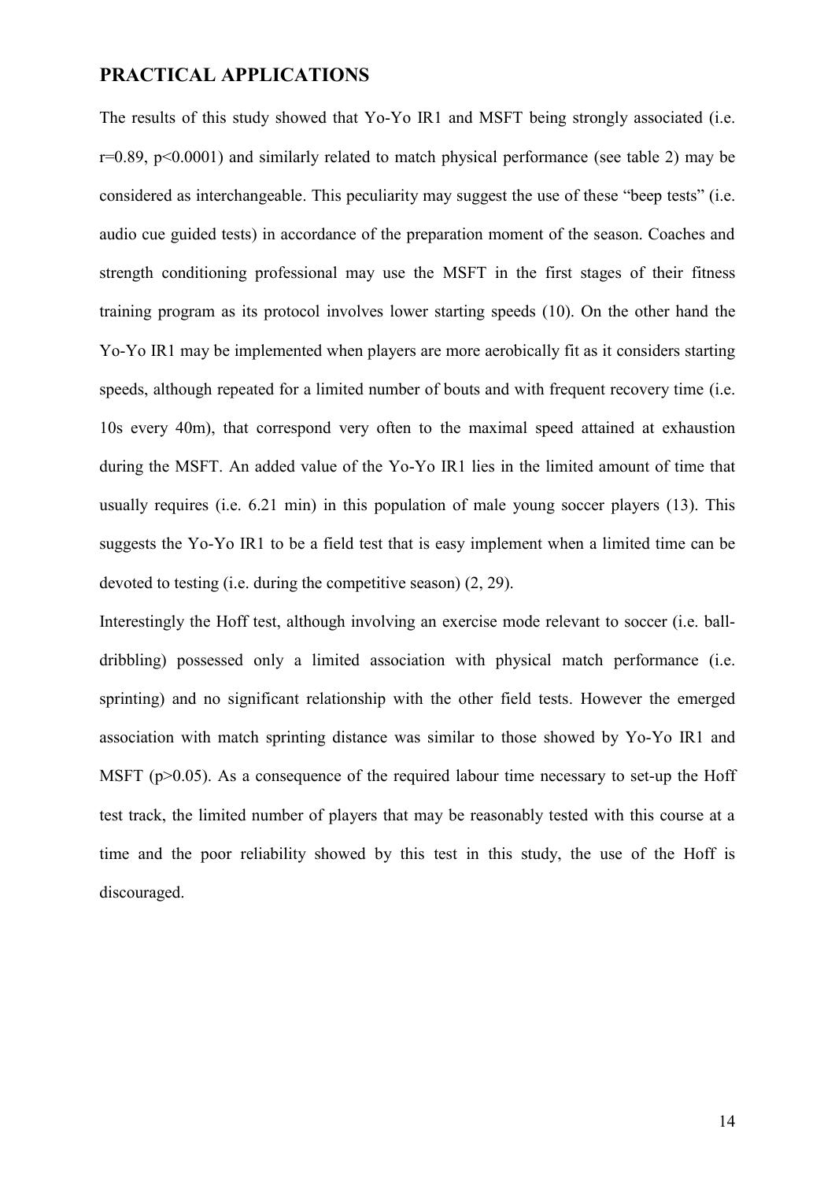## PRACTICAL APPLICATIONS

The results of this study showed that Yo-Yo IR1 and MSFT being strongly associated (i.e. $r=0.89$, $p<0.0001$) and similarly related to match physical performance (see table 2) may be considered as interchangeable. This peculiarity may suggest the use of these "beep tests" (i.e. audio cue guided tests) in accordance of the preparation moment of the season. Coaches and strength conditioning professional may use the MSFT in the first stages of their fitness training program as its protocol involves lower starting speeds (10). On the other hand the Yo-Yo IR1 may be implemented when players are more aerobically fit as it considers starting speeds, although repeated for a limited number of bouts and with frequent recovery time (i.e. 10s every 40m), that correspond very often to the maximal speed attained at exhaustion during the MSFT. An added value of the Yo-Yo IR1 lies in the limited amount of time that usually requires (i.e. 6.21 min) in this population of male young soccer players (13). This suggests the Yo-Yo IR1 to be a field test that is easy implement when a limited time can be devoted to testing (i.e. during the competitive season) (2, 29).

Interestingly the Hoff test, although involving an exercise mode relevant to soccer (i.e. ball-dribbling) possessed only a limited association with physical match performance (i.e. sprinting) and no significant relationship with the other field tests. However the emerged association with match sprinting distance was similar to those showed by Yo-Yo IR1 and MSFT ($p>0.05$). As a consequence of the required labour time necessary to set-up the Hoff test track, the limited number of players that may be reasonably tested with this course at a time and the poor reliability showed by this test in this study, the use of the Hoff is discouraged.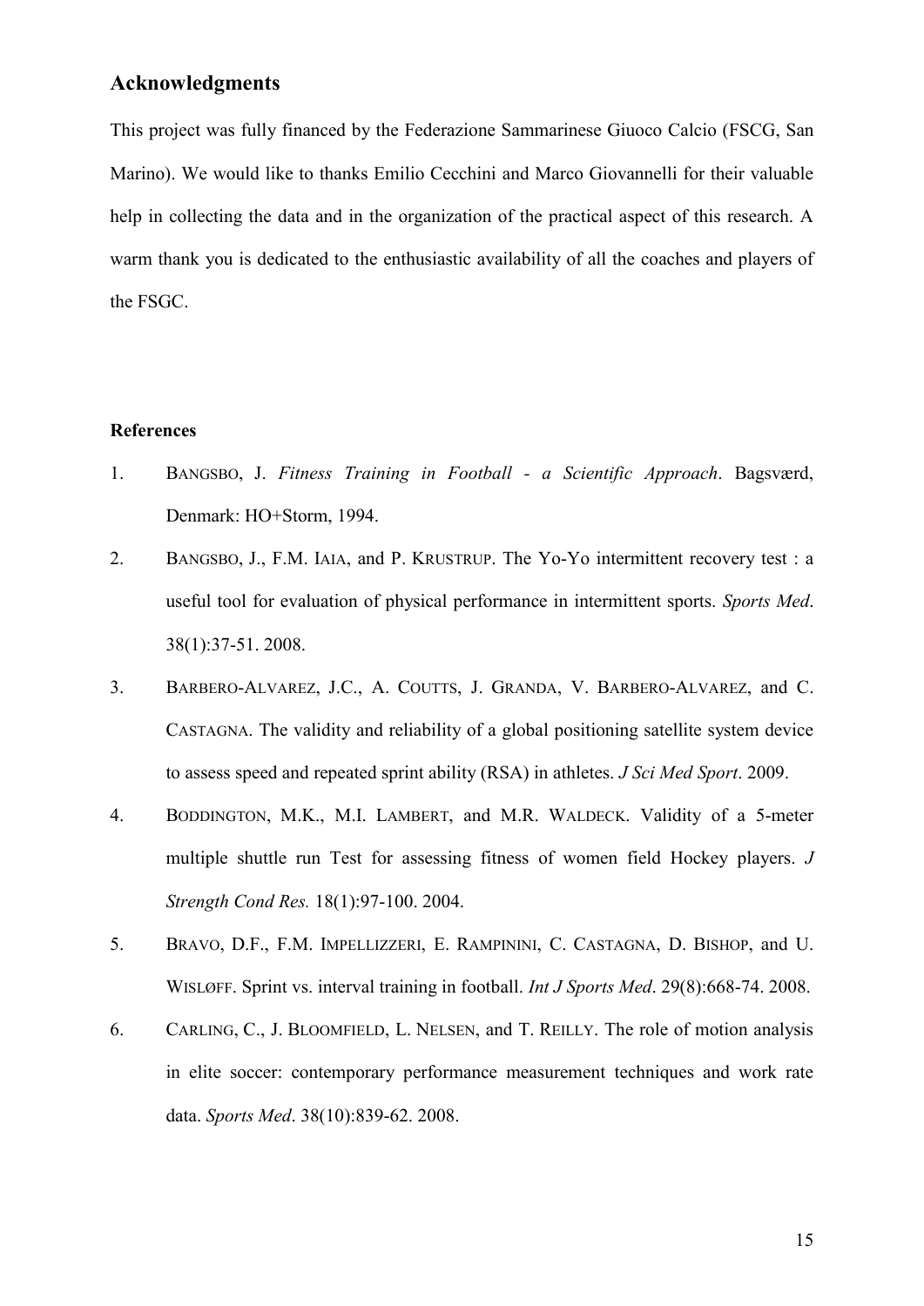## Acknowledgments

This project was fully financed by the Federazione Sammarinese Giuoco Calcio (FSCG, San Marino). We would like to thanks Emilio Cecchini and Marco Giovannelli for their valuable help in collecting the data and in the organization of the practical aspect of this research. A warm thank you is dedicated to the enthusiastic availability of all the coaches and players of the FSGC.

**References**

1. BANGSBO, J. *Fitness Training in Football - a Scientific Approach*. Bagsværd, Denmark: HO+Storm, 1994.
2. BANGSBO, J., F.M. IAIA, and P. KRUSTRUP. The Yo-Yo intermittent recovery test : a useful tool for evaluation of physical performance in intermittent sports. *Sports Med*. 38(1):37-51. 2008.
3. BARBERO-ALVAREZ, J.C., A. COUTTS, J. GRANDA, V. BARBERO-ALVAREZ, and C. CASTAGNA. The validity and reliability of a global positioning satellite system device to assess speed and repeated sprint ability (RSA) in athletes. *J Sci Med Sport*. 2009.
4. BODDINGTON, M.K., M.I. LAMBERT, and M.R. WALDECK. Validity of a 5-meter multiple shuttle run Test for assessing fitness of women field Hockey players. *J Strength Cond Res.* 18(1):97-100. 2004.
5. BRAVO, D.F., F.M. IMPELLIZZERI, E. RAMPININI, C. CASTAGNA, D. BISHOP, and U. WISLØFF. Sprint vs. interval training in football. *Int J Sports Med*. 29(8):668-74. 2008.
6. CARLING, C., J. BLOOMFIELD, L. NELSEN, and T. REILLY. The role of motion analysis in elite soccer: contemporary performance measurement techniques and work rate data. *Sports Med*. 38(10):839-62. 2008.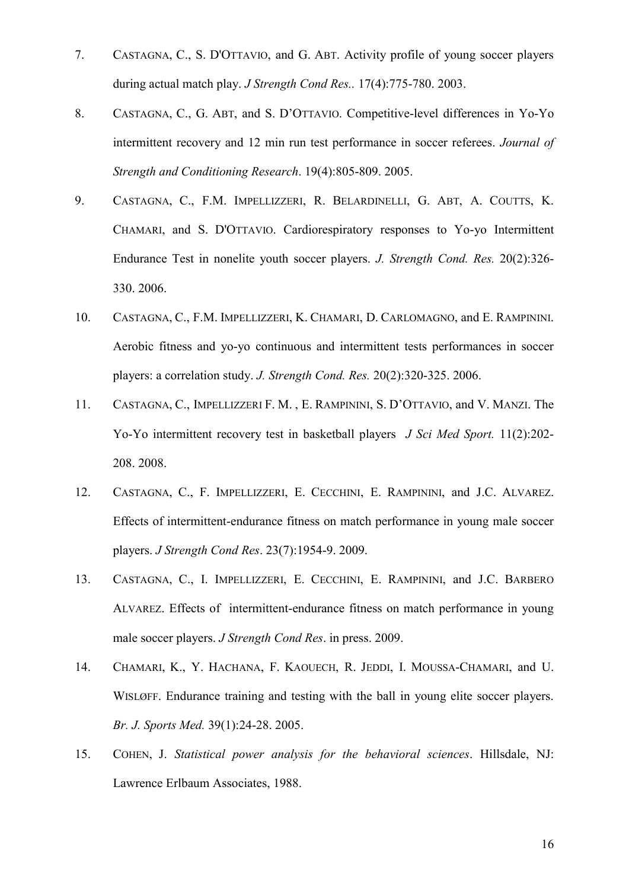7. Castagna, C., S. D'Ottavio, and G. Abt. Activity profile of young soccer players during actual match play. *J Strength Cond Res..* 17(4):775-780. 2003.

8. Castagna, C., G. Abt, and S. D'Ottavio. Competitive-level differences in Yo-Yo intermittent recovery and 12 min run test performance in soccer referees. *Journal of Strength and Conditioning Research*. 19(4):805-809. 2005.

9. Castagna, C., F.M. Impellizzeri, R. Belardinelli, G. Abt, A. Coutts, K. Chamari, and S. D'Ottavio. Cardiorespiratory responses to Yo-yo Intermittent Endurance Test in nonelite youth soccer players. *J. Strength Cond. Res.* 20(2):326-330. 2006.

10. Castagna, C., F.M. Impellizzeri, K. Chamari, D. Carlomagno, and E. Rampinini. Aerobic fitness and yo-yo continuous and intermittent tests performances in soccer players: a correlation study. *J. Strength Cond. Res.* 20(2):320-325. 2006.

11. Castagna, C., Impellizzeri F. M. , E. Rampinini, S. D'Ottavio, and V. Manzi. The Yo-Yo intermittent recovery test in basketball players *J Sci Med Sport.* 11(2):202-208. 2008.

12. Castagna, C., F. Impellizzeri, E. Cecchini, E. Rampinini, and J.C. Alvarez. Effects of intermittent-endurance fitness on match performance in young male soccer players. *J Strength Cond Res*. 23(7):1954-9. 2009.

13. Castagna, C., I. Impellizzeri, E. Cecchini, E. Rampinini, and J.C. Barbero Alvarez. Effects of intermittent-endurance fitness on match performance in young male soccer players. *J Strength Cond Res*. in press. 2009.

14. Chamari, K., Y. Hachana, F. Kaouech, R. Jeddi, I. Moussa-Chamari, and U. Wisløff. Endurance training and testing with the ball in young elite soccer players. *Br. J. Sports Med.* 39(1):24-28. 2005.

15. Cohen, J. *Statistical power analysis for the behavioral sciences*. Hillsdale, NJ: Lawrence Erlbaum Associates, 1988.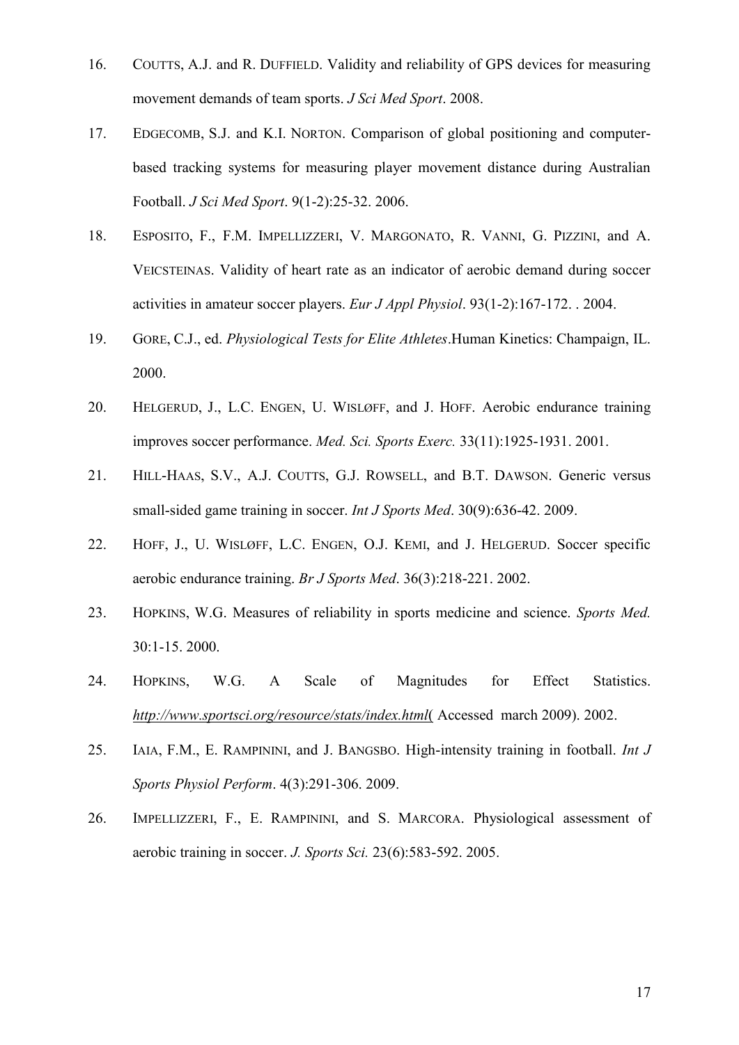16. COUTTS, A.J. and R. DUFFIELD. Validity and reliability of GPS devices for measuring movement demands of team sports. *J Sci Med Sport*. 2008.

17. EDGECOMB, S.J. and K.I. NORTON. Comparison of global positioning and computer-based tracking systems for measuring player movement distance during Australian Football. *J Sci Med Sport*. 9(1-2):25-32. 2006.

18. ESPOSITO, F., F.M. IMPELLIZZERI, V. MARGONATO, R. VANNI, G. PIZZINI, and A. VEICSTEINAS. Validity of heart rate as an indicator of aerobic demand during soccer activities in amateur soccer players. *Eur J Appl Physiol*. 93(1-2):167-172. . 2004.

19. GORE, C.J., ed. *Physiological Tests for Elite Athletes*.Human Kinetics: Champaign, IL. 2000.

20. HELGERUD, J., L.C. ENGEN, U. WISLØFF, and J. HOFF. Aerobic endurance training improves soccer performance. *Med. Sci. Sports Exerc.* 33(11):1925-1931. 2001.

21. HILL-HAAS, S.V., A.J. COUTTS, G.J. ROWSELL, and B.T. DAWSON. Generic versus small-sided game training in soccer. *Int J Sports Med*. 30(9):636-42. 2009.

22. HOFF, J., U. WISLØFF, L.C. ENGEN, O.J. KEMI, and J. HELGERUD. Soccer specific aerobic endurance training. *Br J Sports Med*. 36(3):218-221. 2002.

23. HOPKINS, W.G. Measures of reliability in sports medicine and science. *Sports Med.* 30:1-15. 2000.

24. HOPKINS, W.G. A Scale of Magnitudes for Effect Statistics. *http://www.sportsci.org/resource/stats/index.html*( Accessed march 2009). 2002.

25. IAIA, F.M., E. RAMPININI, and J. BANGSBO. High-intensity training in football. *Int J Sports Physiol Perform*. 4(3):291-306. 2009.

26. IMPELLIZZERI, F., E. RAMPININI, and S. MARCORA. Physiological assessment of aerobic training in soccer. *J. Sports Sci.* 23(6):583-592. 2005.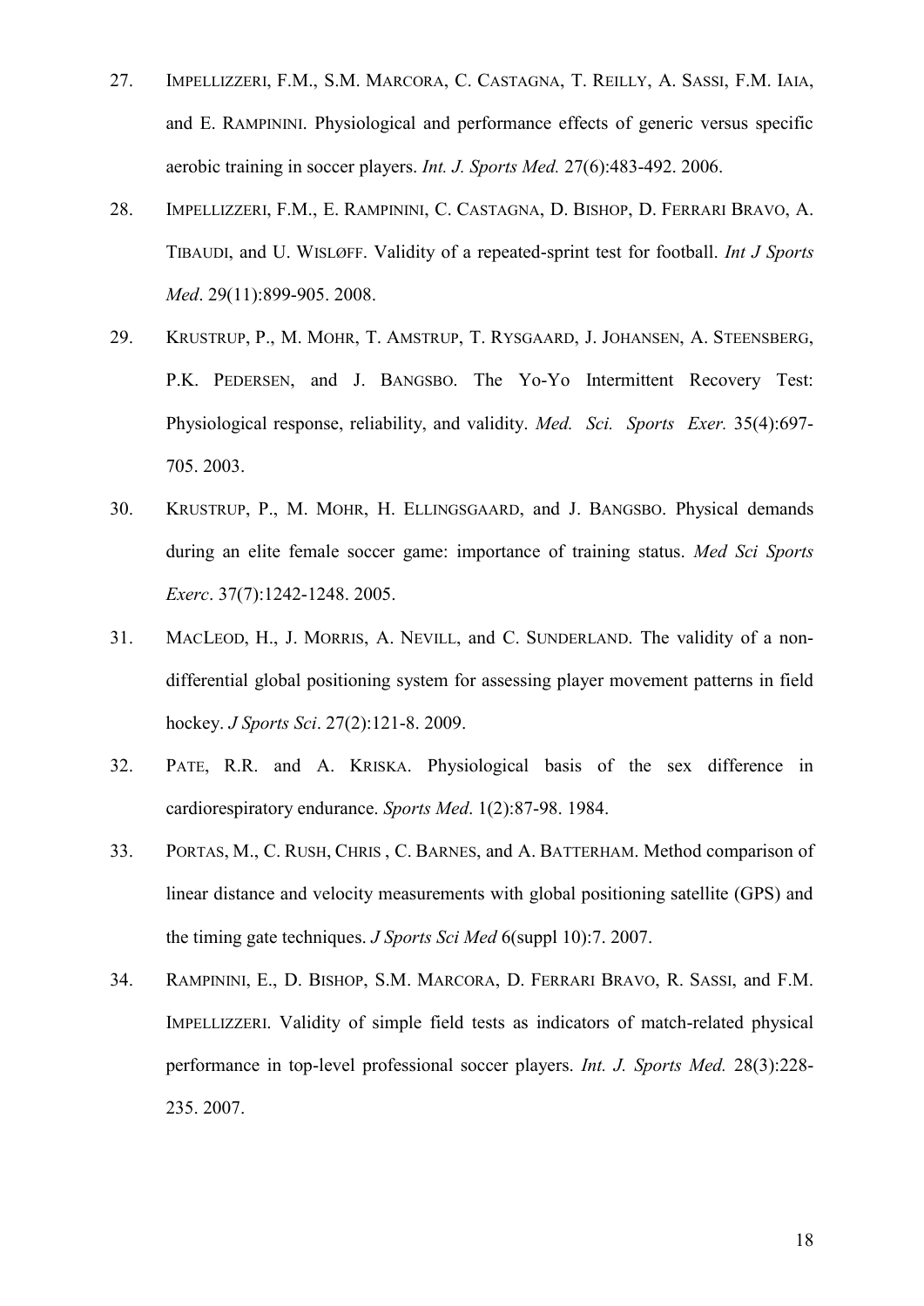27. IMPELLIZZERI, F.M., S.M. MARCORA, C. CASTAGNA, T. REILLY, A. SASSI, F.M. IAIA, and E. RAMPININI. Physiological and performance effects of generic versus specific aerobic training in soccer players. *Int. J. Sports Med.* 27(6):483-492. 2006.

28. IMPELLIZZERI, F.M., E. RAMPININI, C. CASTAGNA, D. BISHOP, D. FERRARI BRAVO, A. TIBAUDI, and U. WISLØFF. Validity of a repeated-sprint test for football. *Int J Sports Med*. 29(11):899-905. 2008.

29. KRUSTRUP, P., M. MOHR, T. AMSTRUP, T. RYSGAARD, J. JOHANSEN, A. STEENSBERG, P.K. PEDERSEN, and J. BANGSBO. The Yo-Yo Intermittent Recovery Test: Physiological response, reliability, and validity. *Med. Sci. Sports Exer.* 35(4):697-705. 2003.

30. KRUSTRUP, P., M. MOHR, H. ELLINGSGAARD, and J. BANGSBO. Physical demands during an elite female soccer game: importance of training status. *Med Sci Sports Exerc*. 37(7):1242-1248. 2005.

31. MACLEOD, H., J. MORRIS, A. NEVILL, and C. SUNDERLAND. The validity of a non-differential global positioning system for assessing player movement patterns in field hockey. *J Sports Sci*. 27(2):121-8. 2009.

32. PATE, R.R. and A. KRISKA. Physiological basis of the sex difference in cardiorespiratory endurance. *Sports Med*. 1(2):87-98. 1984.

33. PORTAS, M., C. RUSH, CHRIS , C. BARNES, and A. BATTERHAM. Method comparison of linear distance and velocity measurements with global positioning satellite (GPS) and the timing gate techniques. *J Sports Sci Med* 6(suppl 10):7. 2007.

34. RAMPININI, E., D. BISHOP, S.M. MARCORA, D. FERRARI BRAVO, R. SASSI, and F.M. IMPELLIZZERI. Validity of simple field tests as indicators of match-related physical performance in top-level professional soccer players. *Int. J. Sports Med.* 28(3):228-235. 2007.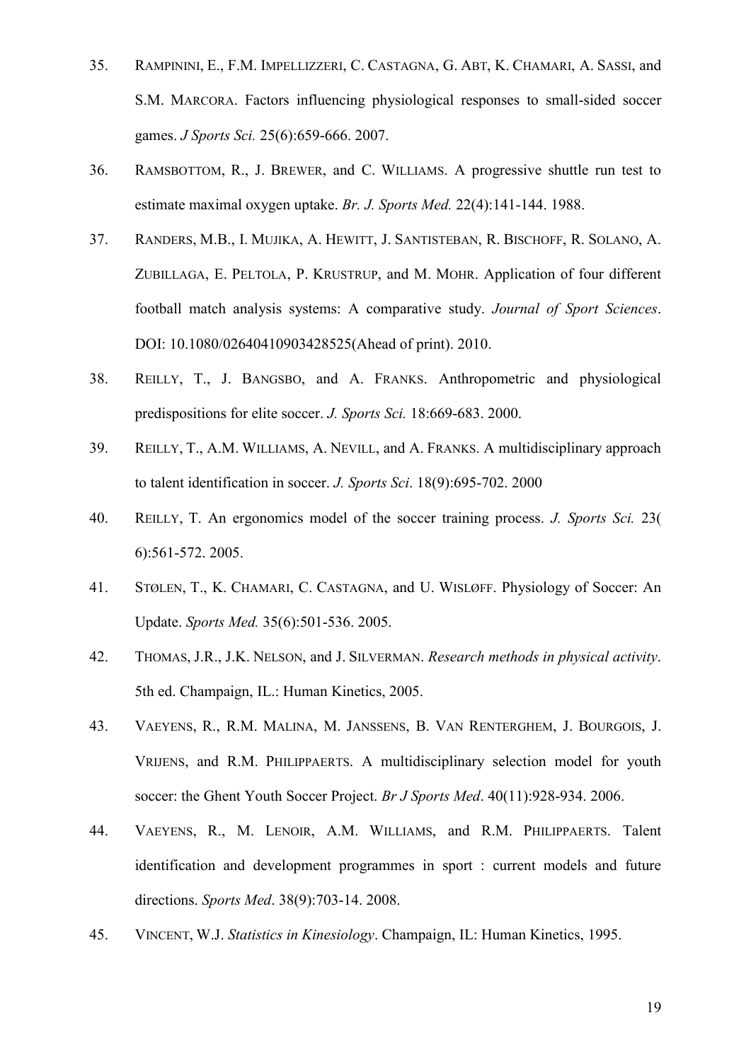35. RAMPININI, E., F.M. IMPELLIZZERI, C. CASTAGNA, G. ABT, K. CHAMARI, A. SASSI, and S.M. MARCORA. Factors influencing physiological responses to small-sided soccer games. *J Sports Sci.* 25(6):659-666. 2007.

36. RAMSBOTTOM, R., J. BREWER, and C. WILLIAMS. A progressive shuttle run test to estimate maximal oxygen uptake. *Br. J. Sports Med.* 22(4):141-144. 1988.

37. RANDERS, M.B., I. MUJIKA, A. HEWITT, J. SANTISTEBAN, R. BISCHOFF, R. SOLANO, A. ZUBILLAGA, E. PELTOLA, P. KRUSTRUP, and M. MOHR. Application of four different football match analysis systems: A comparative study. *Journal of Sport Sciences*. DOI: 10.1080/02640410903428525(Ahead of print). 2010.

38. REILLY, T., J. BANGSBO, and A. FRANKS. Anthropometric and physiological predispositions for elite soccer. *J. Sports Sci.* 18:669-683. 2000.

39. REILLY, T., A.M. WILLIAMS, A. NEVILL, and A. FRANKS. A multidisciplinary approach to talent identification in soccer. *J. Sports Sci*. 18(9):695-702. 2000

40. REILLY, T. An ergonomics model of the soccer training process. *J. Sports Sci.* 23( 6):561-572. 2005.

41. STØLEN, T., K. CHAMARI, C. CASTAGNA, and U. WISLØFF. Physiology of Soccer: An Update. *Sports Med.* 35(6):501-536. 2005.

42. THOMAS, J.R., J.K. NELSON, and J. SILVERMAN. *Research methods in physical activity*. 5th ed. Champaign, IL.: Human Kinetics, 2005.

43. VAEYENS, R., R.M. MALINA, M. JANSSENS, B. VAN RENTERGHEM, J. BOURGOIS, J. VRIJENS, and R.M. PHILIPPAERTS. A multidisciplinary selection model for youth soccer: the Ghent Youth Soccer Project. *Br J Sports Med*. 40(11):928-934. 2006.

44. VAEYENS, R., M. LENOIR, A.M. WILLIAMS, and R.M. PHILIPPAERTS. Talent identification and development programmes in sport : current models and future directions. *Sports Med*. 38(9):703-14. 2008.

45. VINCENT, W.J. *Statistics in Kinesiology*. Champaign, IL: Human Kinetics, 1995.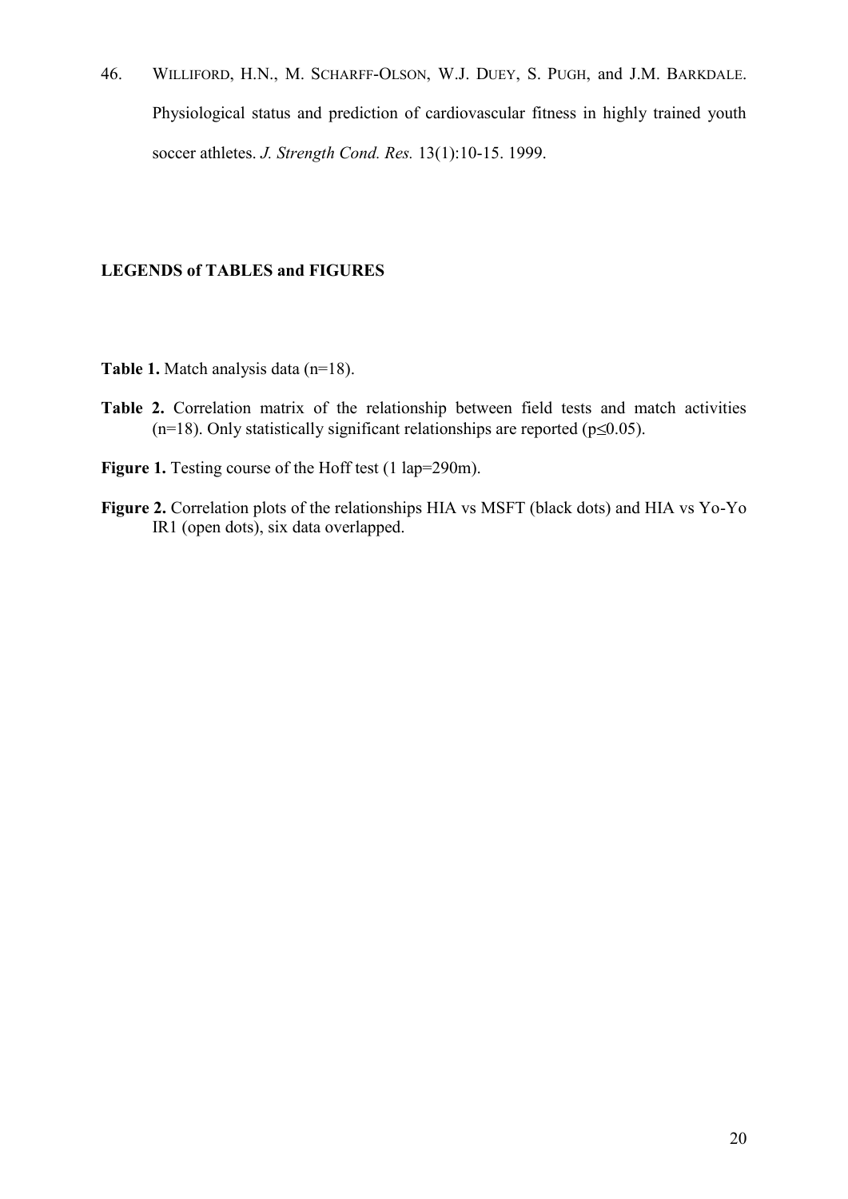46. WILLIFORD, H.N., M. SCHARFF-OLSON, W.J. DUEY, S. PUGH, and J.M. BARKDALE. Physiological status and prediction of cardiovascular fitness in highly trained youth soccer athletes. *J. Strength Cond. Res.* 13(1):10-15. 1999.

## LEGENDS of TABLES and FIGURES

**Table 1.** Match analysis data (n=18).

**Table 2.** Correlation matrix of the relationship between field tests and match activities (n=18). Only statistically significant relationships are reported ($p \leq 0.05$).

**Figure 1.** Testing course of the Hoff test (1 lap=290m).

**Figure 2.** Correlation plots of the relationships HIA vs MSFT (black dots) and HIA vs Yo-Yo IR1 (open dots), six data overlapped.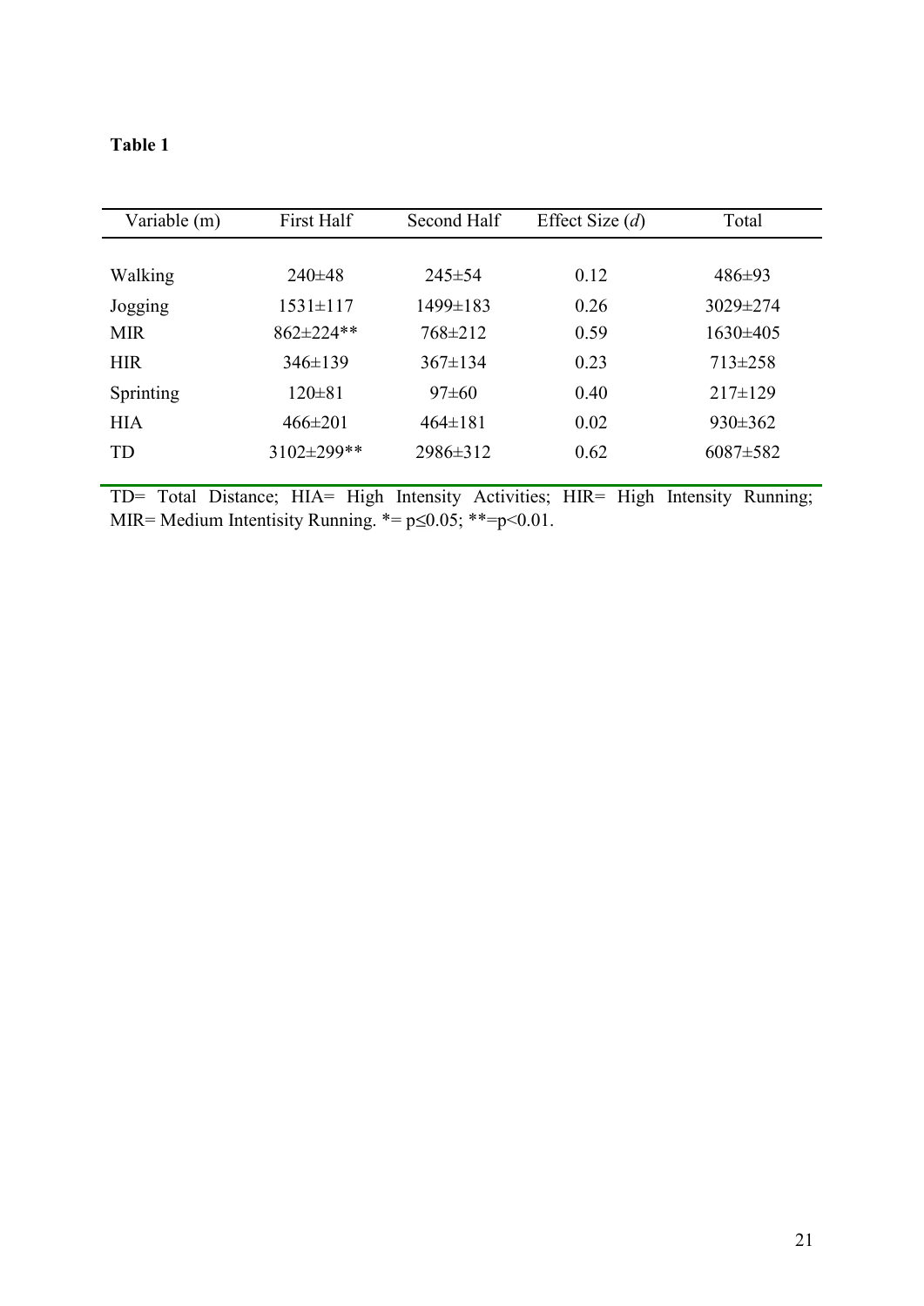**Table 1**

| Variable (m) | First Half | Second Half | Effect Size (*d*) | Total |
|---|---|---|---|---|
| Walking | 240±48 | 245±54 | 0.12 | 486±93 |
| Jogging | 1531±117 | 1499±183 | 0.26 | 3029±274 |
| MIR | 862±224** | 768±212 | 0.59 | 1630±405 |
| HIR | 346±139 | 367±134 | 0.23 | 713±258 |
| Sprinting | 120±81 | 97±60 | 0.40 | 217±129 |
| HIA | 466±201 | 464±181 | 0.02 | 930±362 |
| TD | 3102±299** | 2986±312 | 0.62 | 6087±582 |

TD= Total Distance; HIA= High Intensity Activities; HIR= High Intensity Running; MIR= Medium Intentisity Running. *= $p \leq 0.05$; **= $p < 0.01$.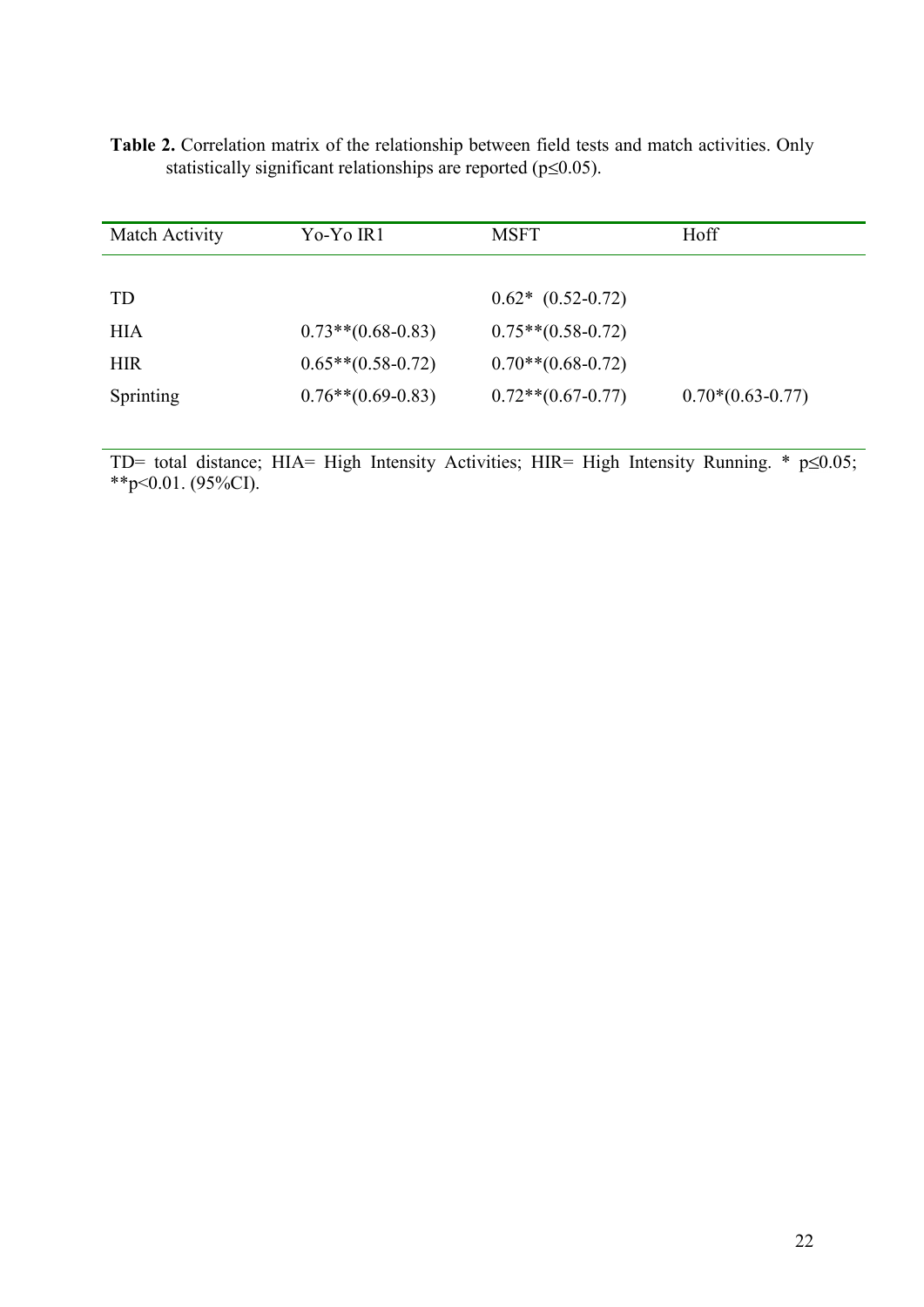**Table 2.** Correlation matrix of the relationship between field tests and match activities. Only statistically significant relationships are reported ($p \leq 0.05$).

| Match Activity | Yo-Yo IR1 | MSFT | Hoff |
|---|---|---|---|
| TD | | 0.62* (0.52-0.72) | |
| HIA | 0.73**(0.68-0.83) | 0.75**(0.58-0.72) | |
| HIR | 0.65**(0.58-0.72) | 0.70**(0.68-0.72) | |
| Sprinting | 0.76**(0.69-0.83) | 0.72**(0.67-0.77) | 0.70*(0.63-0.77) |

TD= total distance; HIA= High Intensity Activities; HIR= High Intensity Running. * $p \leq 0.05$; ** $p < 0.01$. (95%CI).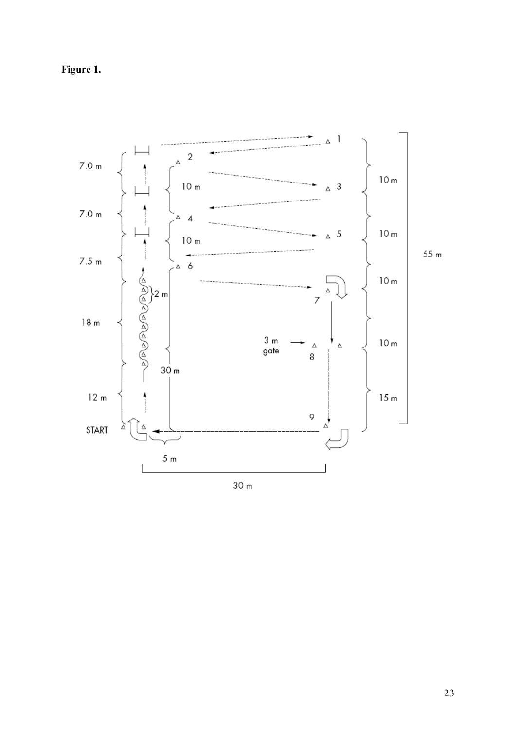**Figure 1.**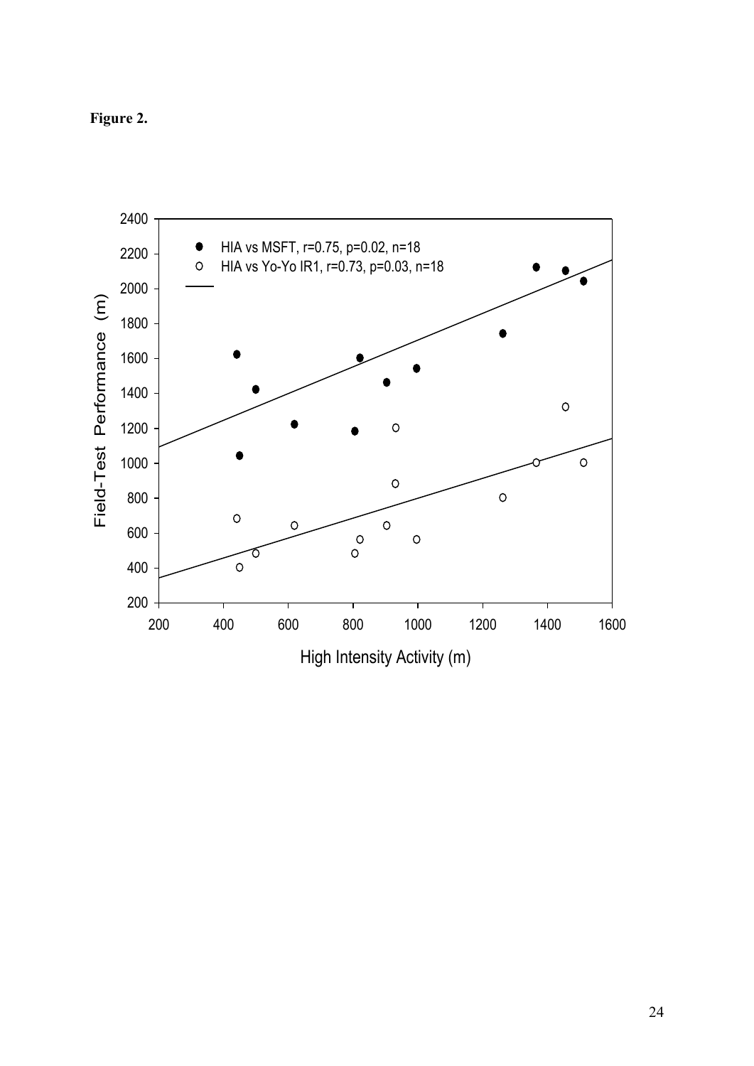**Figure 2.**

2400
2200
2000
1800
1600
1400
1200
1000
800
600
400
200

Field-Test Performance (m)

HIA vs MSFT, r=0.75, p=0.02, n=18

HIA vs Yo-Yo IR1, r=0.73, p=0.03, n=18

200 400 600 800 1000 1200 1400 1600

High Intensity Activity (m)